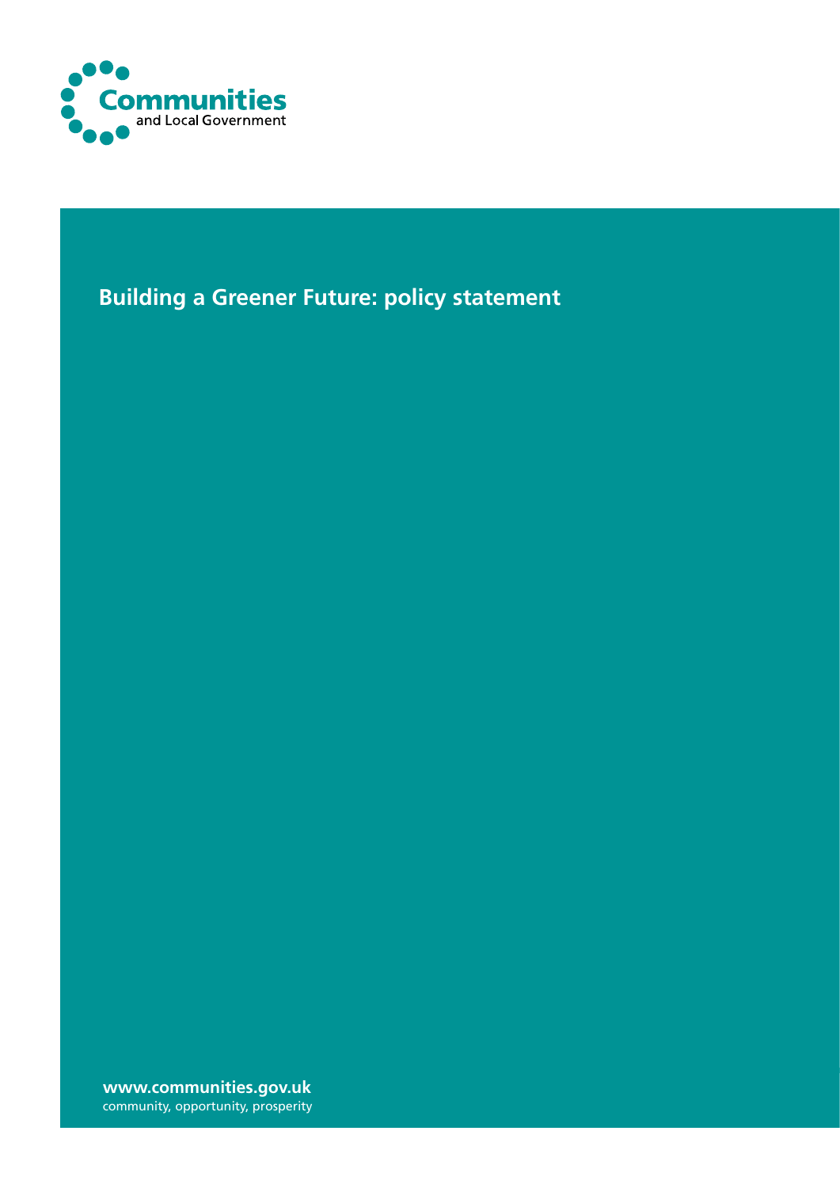Communities and Local Government

# Building a Greener Future: policy statement

**www.communities.gov.uk**
community, opportunity, prosperity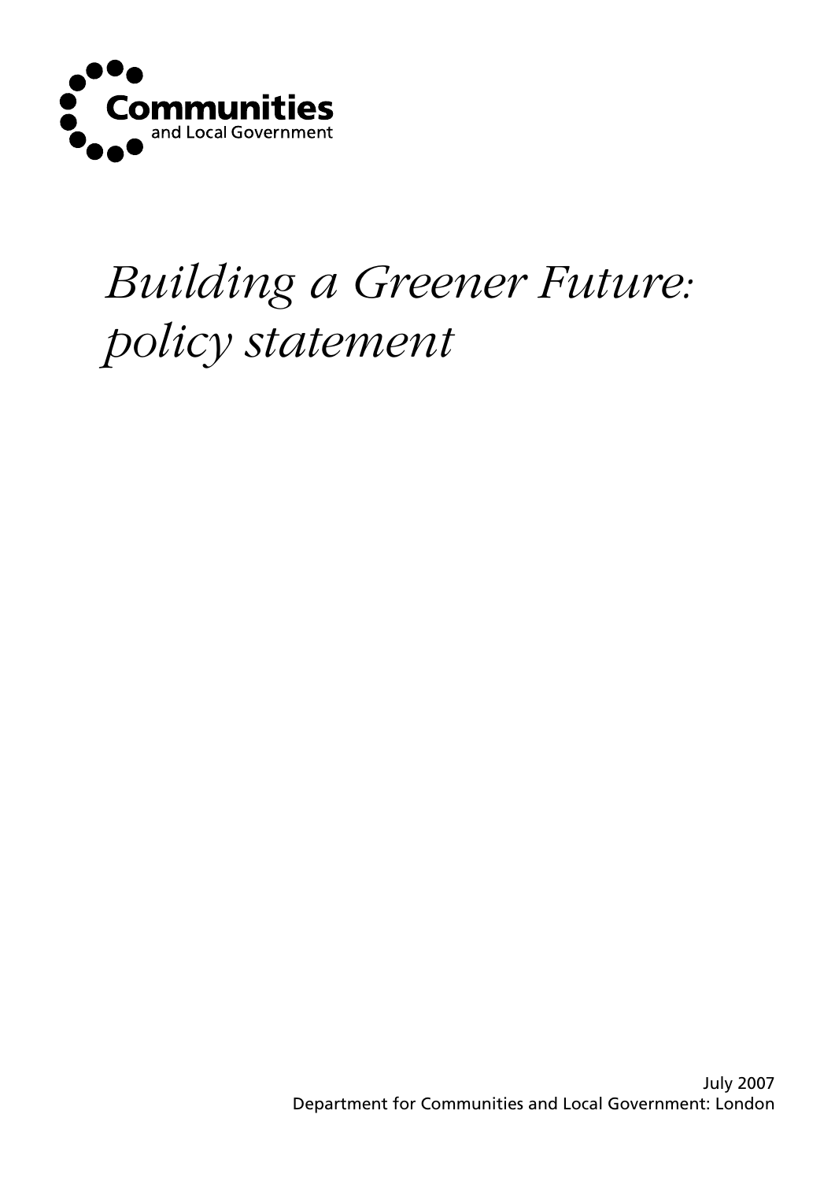Communities and Local Government

# *Building a Greener Future: policy statement*

July 2007
Department for Communities and Local Government: London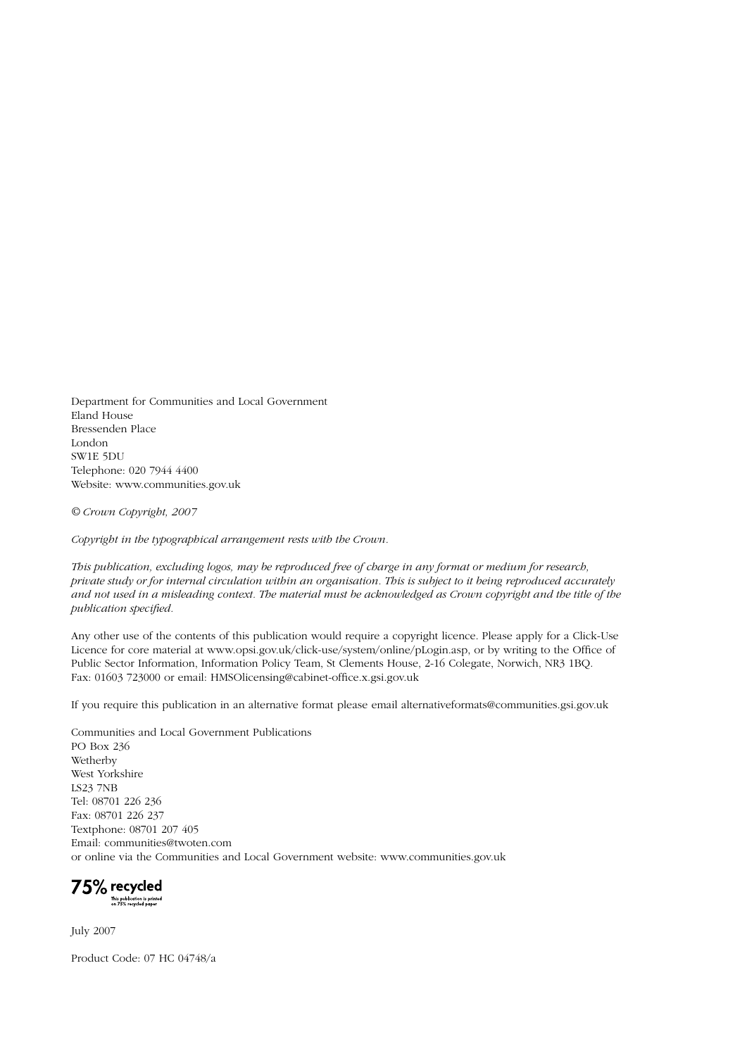Department for Communities and Local Government
Eland House
Bressenden Place
London
SW1E 5DU
Telephone: 020 7944 4400
Website: www.communities.gov.uk

*© Crown Copyright, 2007*

*Copyright in the typographical arrangement rests with the Crown.*

*This publication, excluding logos, may be reproduced free of charge in any format or medium for research, private study or for internal circulation within an organisation. This is subject to it being reproduced accurately and not used in a misleading context. The material must be acknowledged as Crown copyright and the title of the publication specified.*

Any other use of the contents of this publication would require a copyright licence. Please apply for a Click-Use Licence for core material at www.opsi.gov.uk/click-use/system/online/pLogin.asp, or by writing to the Office of Public Sector Information, Information Policy Team, St Clements House, 2-16 Colegate, Norwich, NR3 1BQ. Fax: 01603 723000 or email: HMSOlicensing@cabinet-office.x.gsi.gov.uk

If you require this publication in an alternative format please email alternativeformats@communities.gsi.gov.uk

Communities and Local Government Publications
PO Box 236
Wetherby
West Yorkshire
LS23 7NB
Tel: 08701 226 236
Fax: 08701 226 237
Textphone: 08701 207 405
Email: communities@twoten.com
or online via the Communities and Local Government website: www.communities.gov.uk

**75% recycled**
This publication is printed on 75% recycled paper

July 2007

Product Code: 07 HC 04748/a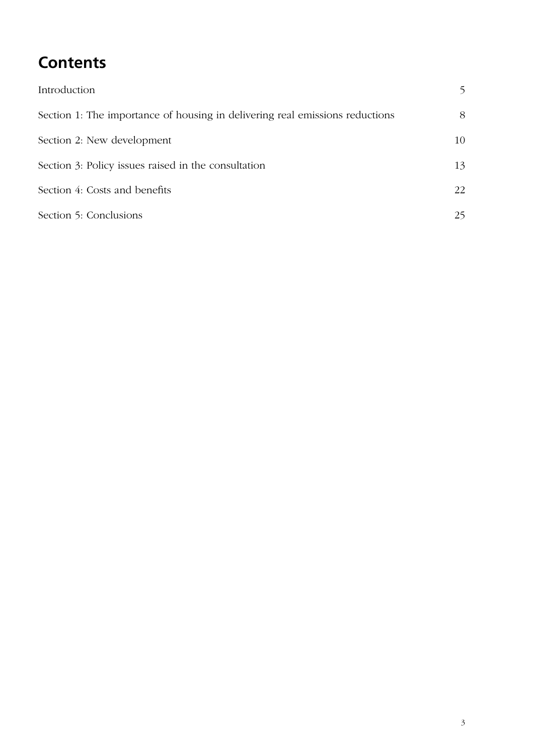# Contents

| | |
|---|---|
| Introduction | 5 |
| Section 1: The importance of housing in delivering real emissions reductions | 8 |
| Section 2: New development | 10 |
| Section 3: Policy issues raised in the consultation | 13 |
| Section 4: Costs and benefits | 22 |
| Section 5: Conclusions | 25 |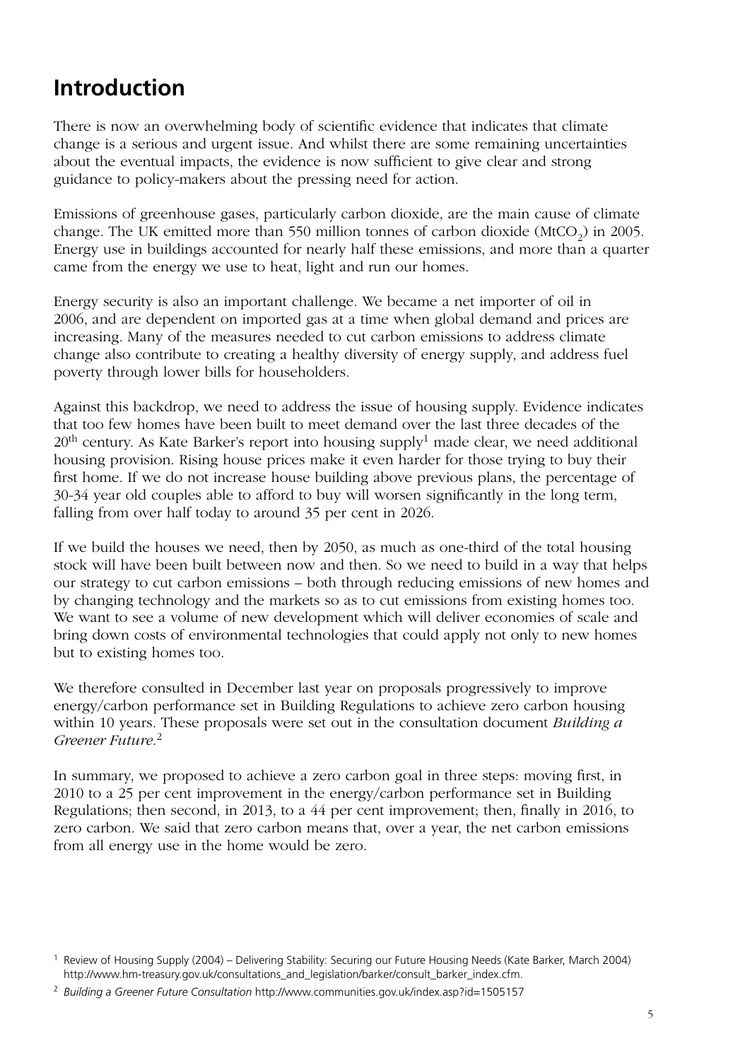## Introduction

There is now an overwhelming body of scientific evidence that indicates that climate change is a serious and urgent issue. And whilst there are some remaining uncertainties about the eventual impacts, the evidence is now sufficient to give clear and strong guidance to policy-makers about the pressing need for action.

Emissions of greenhouse gases, particularly carbon dioxide, are the main cause of climate change. The UK emitted more than 550 million tonnes of carbon dioxide ($MtCO_2$) in 2005. Energy use in buildings accounted for nearly half these emissions, and more than a quarter came from the energy we use to heat, light and run our homes.

Energy security is also an important challenge. We became a net importer of oil in 2006, and are dependent on imported gas at a time when global demand and prices are increasing. Many of the measures needed to cut carbon emissions to address climate change also contribute to creating a healthy diversity of energy supply, and address fuel poverty through lower bills for householders.

Against this backdrop, we need to address the issue of housing supply. Evidence indicates that too few homes have been built to meet demand over the last three decades of the 20th century. As Kate Barker's report into housing supply[1] made clear, we need additional housing provision. Rising house prices make it even harder for those trying to buy their first home. If we do not increase house building above previous plans, the percentage of 30-34 year old couples able to afford to buy will worsen significantly in the long term, falling from over half today to around 35 per cent in 2026.

If we build the houses we need, then by 2050, as much as one-third of the total housing stock will have been built between now and then. So we need to build in a way that helps our strategy to cut carbon emissions – both through reducing emissions of new homes and by changing technology and the markets so as to cut emissions from existing homes too. We want to see a volume of new development which will deliver economies of scale and bring down costs of environmental technologies that could apply not only to new homes but to existing homes too.

We therefore consulted in December last year on proposals progressively to improve energy/carbon performance set in Building Regulations to achieve zero carbon housing within 10 years. These proposals were set out in the consultation document *Building a Greener Future*.[2]

In summary, we proposed to achieve a zero carbon goal in three steps: moving first, in 2010 to a 25 per cent improvement in the energy/carbon performance set in Building Regulations; then second, in 2013, to a 44 per cent improvement; then, finally in 2016, to zero carbon. We said that zero carbon means that, over a year, the net carbon emissions from all energy use in the home would be zero.

[1] Review of Housing Supply (2004) – Delivering Stability: Securing our Future Housing Needs (Kate Barker, March 2004) http://www.hm-treasury.gov.uk/consultations_and_legislation/barker/consult_barker_index.cfm.

[2] *Building a Greener Future Consultation* http://www.communities.gov.uk/index.asp?id=1505157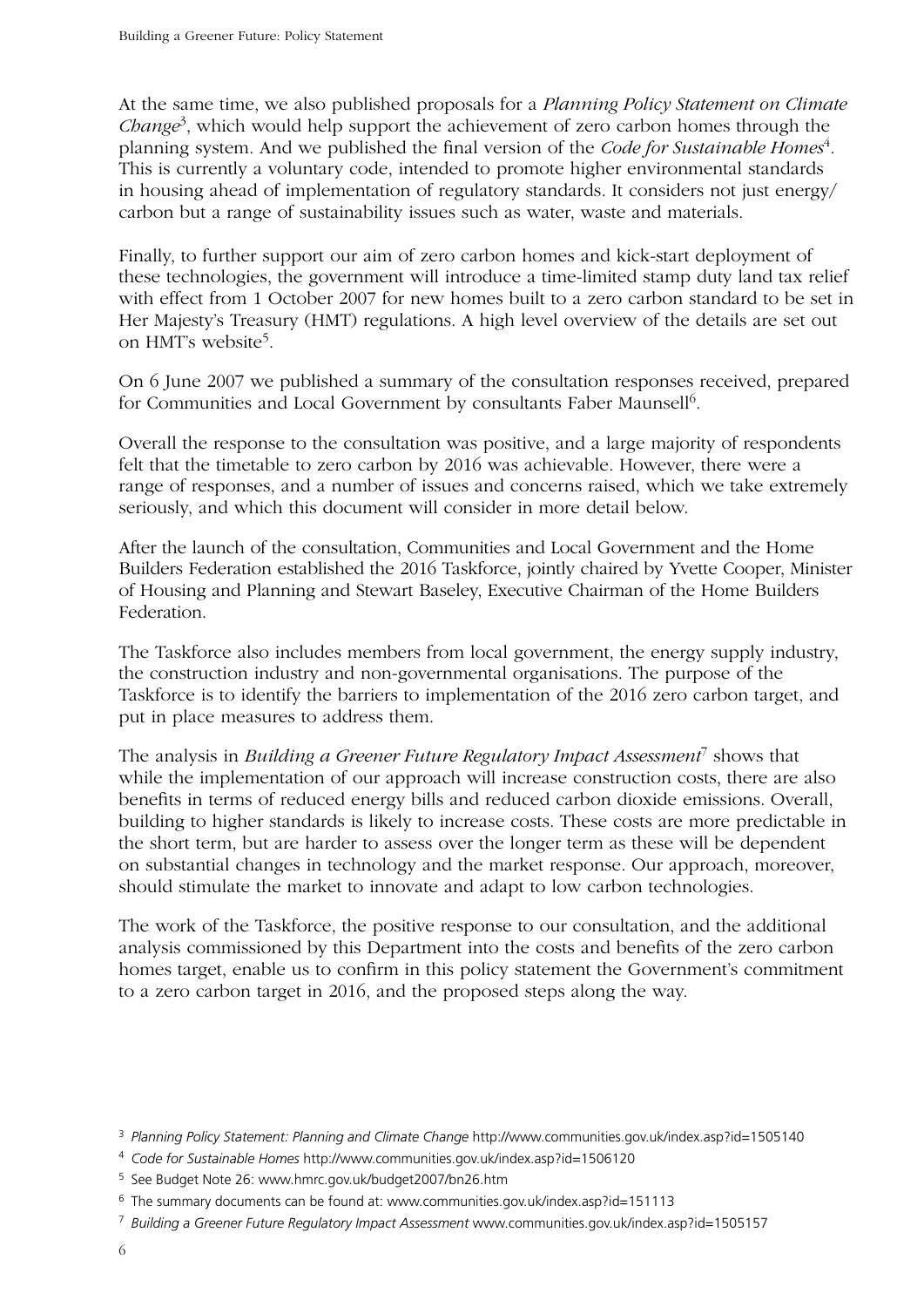At the same time, we also published proposals for a *Planning Policy Statement on Climate Change*[3], which would help support the achievement of zero carbon homes through the planning system. And we published the final version of the *Code for Sustainable Homes*[4]. This is currently a voluntary code, intended to promote higher environmental standards in housing ahead of implementation of regulatory standards. It considers not just energy/carbon but a range of sustainability issues such as water, waste and materials.

Finally, to further support our aim of zero carbon homes and kick-start deployment of these technologies, the government will introduce a time-limited stamp duty land tax relief with effect from 1 October 2007 for new homes built to a zero carbon standard to be set in Her Majesty's Treasury (HMT) regulations. A high level overview of the details are set out on HMT's website[5].

On 6 June 2007 we published a summary of the consultation responses received, prepared for Communities and Local Government by consultants Faber Maunsell[6].

Overall the response to the consultation was positive, and a large majority of respondents felt that the timetable to zero carbon by 2016 was achievable. However, there were a range of responses, and a number of issues and concerns raised, which we take extremely seriously, and which this document will consider in more detail below.

After the launch of the consultation, Communities and Local Government and the Home Builders Federation established the 2016 Taskforce, jointly chaired by Yvette Cooper, Minister of Housing and Planning and Stewart Baseley, Executive Chairman of the Home Builders Federation.

The Taskforce also includes members from local government, the energy supply industry, the construction industry and non-governmental organisations. The purpose of the Taskforce is to identify the barriers to implementation of the 2016 zero carbon target, and put in place measures to address them.

The analysis in *Building a Greener Future Regulatory Impact Assessment*[7] shows that while the implementation of our approach will increase construction costs, there are also benefits in terms of reduced energy bills and reduced carbon dioxide emissions. Overall, building to higher standards is likely to increase costs. These costs are more predictable in the short term, but are harder to assess over the longer term as these will be dependent on substantial changes in technology and the market response. Our approach, moreover, should stimulate the market to innovate and adapt to low carbon technologies.

The work of the Taskforce, the positive response to our consultation, and the additional analysis commissioned by this Department into the costs and benefits of the zero carbon homes target, enable us to confirm in this policy statement the Government's commitment to a zero carbon target in 2016, and the proposed steps along the way.

---

[3] *Planning Policy Statement: Planning and Climate Change* http://www.communities.gov.uk/index.asp?id=1505140

[4] *Code for Sustainable Homes* http://www.communities.gov.uk/index.asp?id=1506120

[5] See Budget Note 26: www.hmrc.gov.uk/budget2007/bn26.htm

[6] The summary documents can be found at: www.communities.gov.uk/index.asp?id=151113

[7] *Building a Greener Future Regulatory Impact Assessment* www.communities.gov.uk/index.asp?id=1505157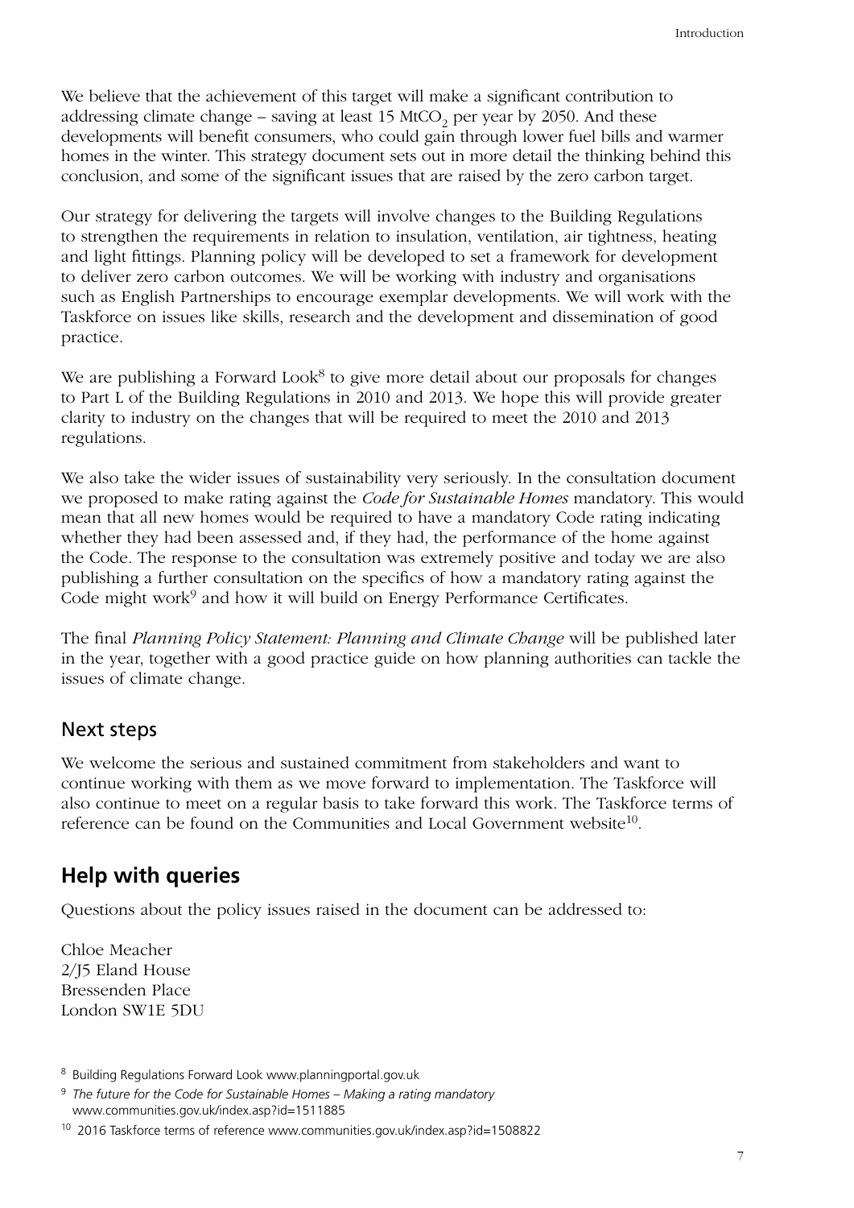We believe that the achievement of this target will make a significant contribution to addressing climate change – saving at least 15 $MtCO_2$ per year by 2050. And these developments will benefit consumers, who could gain through lower fuel bills and warmer homes in the winter. This strategy document sets out in more detail the thinking behind this conclusion, and some of the significant issues that are raised by the zero carbon target.

Our strategy for delivering the targets will involve changes to the Building Regulations to strengthen the requirements in relation to insulation, ventilation, air tightness, heating and light fittings. Planning policy will be developed to set a framework for development to deliver zero carbon outcomes. We will be working with industry and organisations such as English Partnerships to encourage exemplar developments. We will work with the Taskforce on issues like skills, research and the development and dissemination of good practice.

We are publishing a Forward Look[8] to give more detail about our proposals for changes to Part L of the Building Regulations in 2010 and 2013. We hope this will provide greater clarity to industry on the changes that will be required to meet the 2010 and 2013 regulations.

We also take the wider issues of sustainability very seriously. In the consultation document we proposed to make rating against the *Code for Sustainable Homes* mandatory. This would mean that all new homes would be required to have a mandatory Code rating indicating whether they had been assessed and, if they had, the performance of the home against the Code. The response to the consultation was extremely positive and today we are also publishing a further consultation on the specifics of how a mandatory rating against the Code might work[9] and how it will build on Energy Performance Certificates.

The final *Planning Policy Statement: Planning and Climate Change* will be published later in the year, together with a good practice guide on how planning authorities can tackle the issues of climate change.

### Next steps

We welcome the serious and sustained commitment from stakeholders and want to continue working with them as we move forward to implementation. The Taskforce will also continue to meet on a regular basis to take forward this work. The Taskforce terms of reference can be found on the Communities and Local Government website[10].

## Help with queries

Questions about the policy issues raised in the document can be addressed to:

Chloe Meacher
2/J5 Eland House
Bressenden Place
London SW1E 5DU

[8] Building Regulations Forward Look www.planningportal.gov.uk

[9] *The future for the Code for Sustainable Homes – Making a rating mandatory* www.communities.gov.uk/index.asp?id=1511885

[10] 2016 Taskforce terms of reference www.communities.gov.uk/index.asp?id=1508822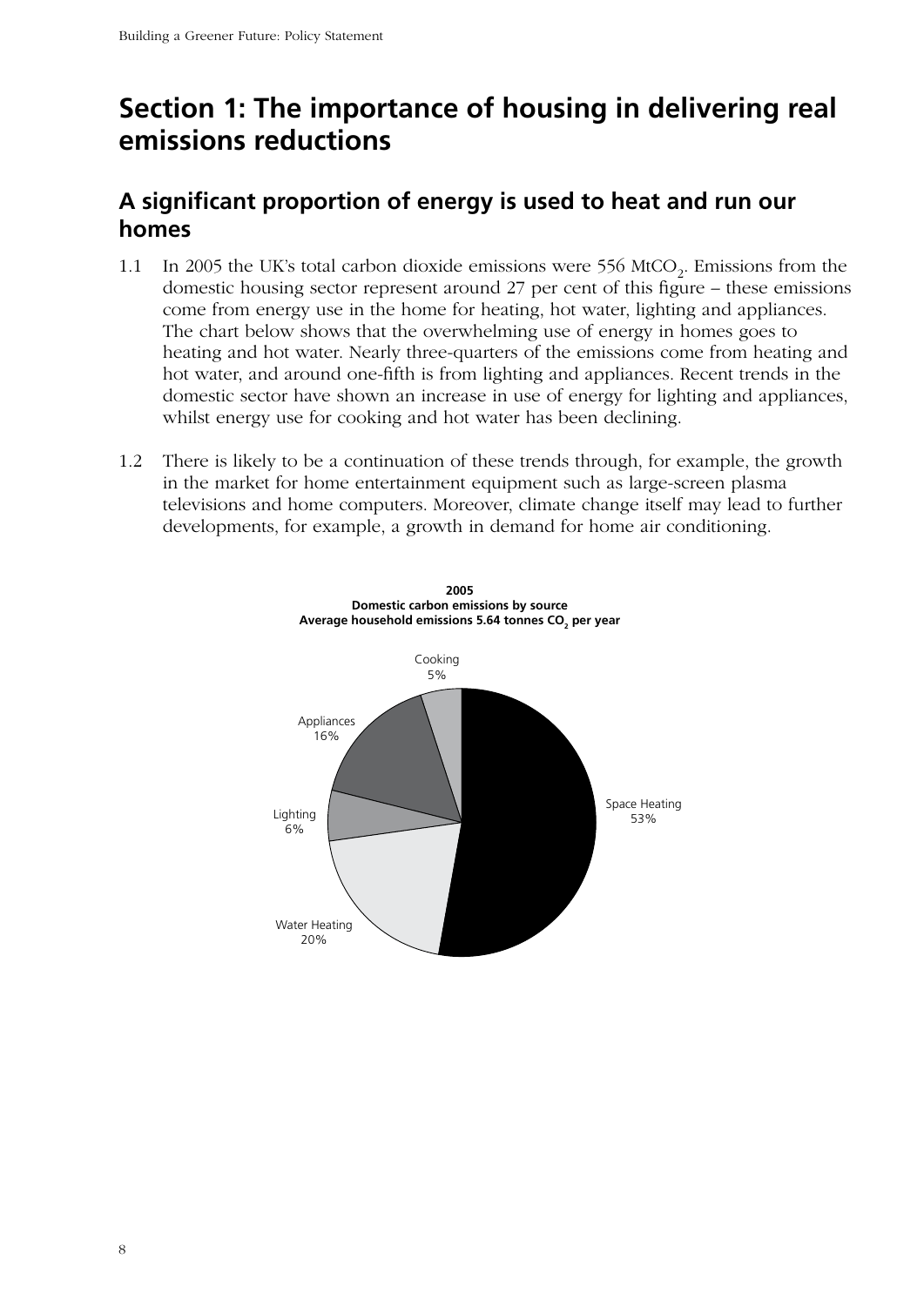# Section 1: The importance of housing in delivering real emissions reductions

## A significant proportion of energy is used to heat and run our homes

1.1 In 2005 the UK's total carbon dioxide emissions were 556 $MtCO_2$. Emissions from the domestic housing sector represent around 27 per cent of this figure – these emissions come from energy use in the home for heating, hot water, lighting and appliances. The chart below shows that the overwhelming use of energy in homes goes to heating and hot water. Nearly three-quarters of the emissions come from heating and hot water, and around one-fifth is from lighting and appliances. Recent trends in the domestic sector have shown an increase in use of energy for lighting and appliances, whilst energy use for cooking and hot water has been declining.

1.2 There is likely to be a continuation of these trends through, for example, the growth in the market for home entertainment equipment such as large-screen plasma televisions and home computers. Moreover, climate change itself may lead to further developments, for example, a growth in demand for home air conditioning.

**2005**
**Domestic carbon emissions by source**
**Average household emissions 5.64 tonnes $CO_2$ per year**

| Source | Share |
|---|---|
| Space Heating | 53% |
| Water Heating | 20% |
| Lighting | 6% |
| Appliances | 16% |
| Cooking | 5% |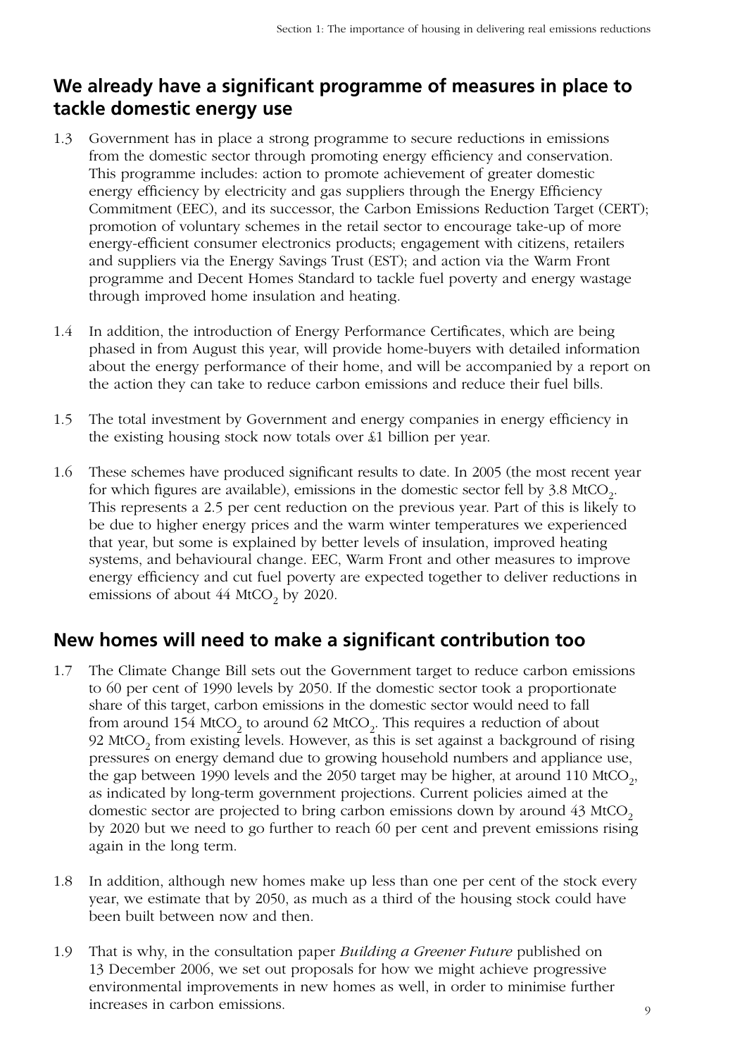## We already have a significant programme of measures in place to tackle domestic energy use

1.3 Government has in place a strong programme to secure reductions in emissions from the domestic sector through promoting energy efficiency and conservation. This programme includes: action to promote achievement of greater domestic energy efficiency by electricity and gas suppliers through the Energy Efficiency Commitment (EEC), and its successor, the Carbon Emissions Reduction Target (CERT); promotion of voluntary schemes in the retail sector to encourage take-up of more energy-efficient consumer electronics products; engagement with citizens, retailers and suppliers via the Energy Savings Trust (EST); and action via the Warm Front programme and Decent Homes Standard to tackle fuel poverty and energy wastage through improved home insulation and heating.

1.4 In addition, the introduction of Energy Performance Certificates, which are being phased in from August this year, will provide home-buyers with detailed information about the energy performance of their home, and will be accompanied by a report on the action they can take to reduce carbon emissions and reduce their fuel bills.

1.5 The total investment by Government and energy companies in energy efficiency in the existing housing stock now totals over £1 billion per year.

1.6 These schemes have produced significant results to date. In 2005 (the most recent year for which figures are available), emissions in the domestic sector fell by 3.8 $MtCO_2$. This represents a 2.5 per cent reduction on the previous year. Part of this is likely to be due to higher energy prices and the warm winter temperatures we experienced that year, but some is explained by better levels of insulation, improved heating systems, and behavioural change. EEC, Warm Front and other measures to improve energy efficiency and cut fuel poverty are expected together to deliver reductions in emissions of about 44 $MtCO_2$ by 2020.

## New homes will need to make a significant contribution too

1.7 The Climate Change Bill sets out the Government target to reduce carbon emissions to 60 per cent of 1990 levels by 2050. If the domestic sector took a proportionate share of this target, carbon emissions in the domestic sector would need to fall from around 154 $MtCO_2$ to around 62 $MtCO_2$. This requires a reduction of about 92 $MtCO_2$ from existing levels. However, as this is set against a background of rising pressures on energy demand due to growing household numbers and appliance use, the gap between 1990 levels and the 2050 target may be higher, at around 110 $MtCO_2$, as indicated by long-term government projections. Current policies aimed at the domestic sector are projected to bring carbon emissions down by around 43 $MtCO_2$ by 2020 but we need to go further to reach 60 per cent and prevent emissions rising again in the long term.

1.8 In addition, although new homes make up less than one per cent of the stock every year, we estimate that by 2050, as much as a third of the housing stock could have been built between now and then.

1.9 That is why, in the consultation paper *Building a Greener Future* published on 13 December 2006, we set out proposals for how we might achieve progressive environmental improvements in new homes as well, in order to minimise further increases in carbon emissions.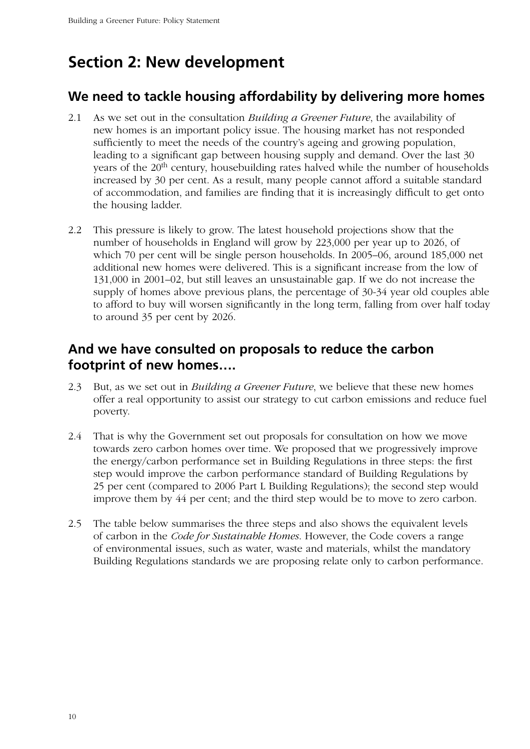# Section 2: New development

## We need to tackle housing affordability by delivering more homes

2.1 As we set out in the consultation *Building a Greener Future*, the availability of new homes is an important policy issue. The housing market has not responded sufficiently to meet the needs of the country's ageing and growing population, leading to a significant gap between housing supply and demand. Over the last 30 years of the $20^{th}$ century, housebuilding rates halved while the number of households increased by 30 per cent. As a result, many people cannot afford a suitable standard of accommodation, and families are finding that it is increasingly difficult to get onto the housing ladder.

2.2 This pressure is likely to grow. The latest household projections show that the number of households in England will grow by 223,000 per year up to 2026, of which 70 per cent will be single person households. In 2005–06, around 185,000 net additional new homes were delivered. This is a significant increase from the low of 131,000 in 2001–02, but still leaves an unsustainable gap. If we do not increase the supply of homes above previous plans, the percentage of 30-34 year old couples able to afford to buy will worsen significantly in the long term, falling from over half today to around 35 per cent by 2026.

## And we have consulted on proposals to reduce the carbon footprint of new homes….

2.3 But, as we set out in *Building a Greener Future*, we believe that these new homes offer a real opportunity to assist our strategy to cut carbon emissions and reduce fuel poverty.

2.4 That is why the Government set out proposals for consultation on how we move towards zero carbon homes over time. We proposed that we progressively improve the energy/carbon performance set in Building Regulations in three steps: the first step would improve the carbon performance standard of Building Regulations by 25 per cent (compared to 2006 Part L Building Regulations); the second step would improve them by 44 per cent; and the third step would be to move to zero carbon.

2.5 The table below summarises the three steps and also shows the equivalent levels of carbon in the *Code for Sustainable Homes*. However, the Code covers a range of environmental issues, such as water, waste and materials, whilst the mandatory Building Regulations standards we are proposing relate only to carbon performance.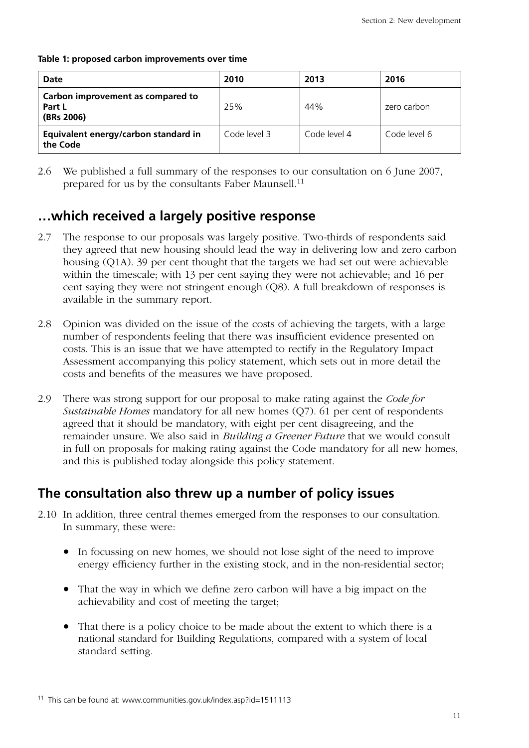**Table 1: proposed carbon improvements over time**

| Date | 2010 | 2013 | 2016 |
|---|---|---|---|
| **Carbon improvement as compared to Part L (BRs 2006)** | 25% | 44% | zero carbon |
| **Equivalent energy/carbon standard in the Code** | Code level 3 | Code level 4 | Code level 6 |

2.6 We published a full summary of the responses to our consultation on 6 June 2007, prepared for us by the consultants Faber Maunsell.[11]

## …which received a largely positive response

2.7 The response to our proposals was largely positive. Two-thirds of respondents said they agreed that new housing should lead the way in delivering low and zero carbon housing (Q1A). 39 per cent thought that the targets we had set out were achievable within the timescale; with 13 per cent saying they were not achievable; and 16 per cent saying they were not stringent enough (Q8). A full breakdown of responses is available in the summary report.

2.8 Opinion was divided on the issue of the costs of achieving the targets, with a large number of respondents feeling that there was insufficient evidence presented on costs. This is an issue that we have attempted to rectify in the Regulatory Impact Assessment accompanying this policy statement, which sets out in more detail the costs and benefits of the measures we have proposed.

2.9 There was strong support for our proposal to make rating against the *Code for Sustainable Homes* mandatory for all new homes (Q7). 61 per cent of respondents agreed that it should be mandatory, with eight per cent disagreeing, and the remainder unsure. We also said in *Building a Greener Future* that we would consult in full on proposals for making rating against the Code mandatory for all new homes, and this is published today alongside this policy statement.

## The consultation also threw up a number of policy issues

2.10 In addition, three central themes emerged from the responses to our consultation. In summary, these were:

- In focussing on new homes, we should not lose sight of the need to improve energy efficiency further in the existing stock, and in the non-residential sector;
- That the way in which we define zero carbon will have a big impact on the achievability and cost of meeting the target;
- That there is a policy choice to be made about the extent to which there is a national standard for Building Regulations, compared with a system of local standard setting.

[11] This can be found at: www.communities.gov.uk/index.asp?id=1511113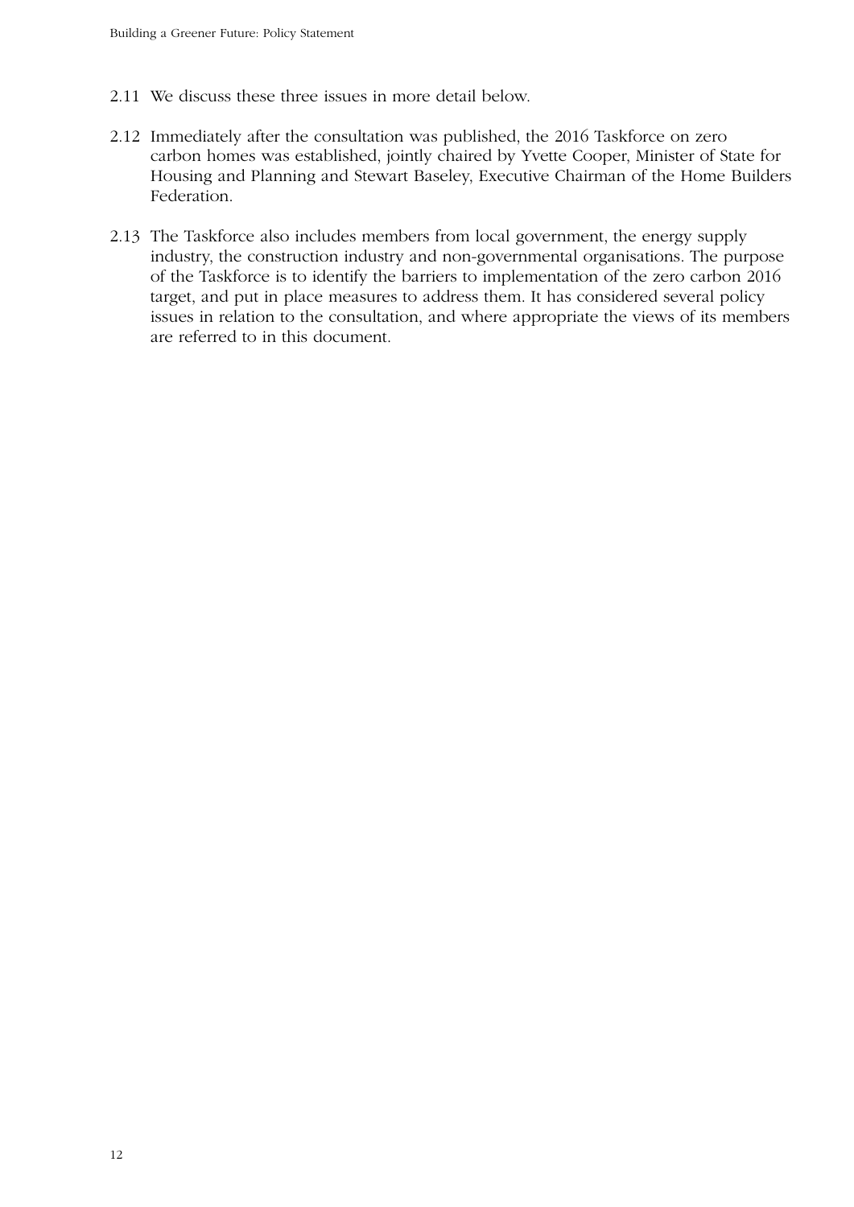2.11 We discuss these three issues in more detail below.

2.12 Immediately after the consultation was published, the 2016 Taskforce on zero carbon homes was established, jointly chaired by Yvette Cooper, Minister of State for Housing and Planning and Stewart Baseley, Executive Chairman of the Home Builders Federation.

2.13 The Taskforce also includes members from local government, the energy supply industry, the construction industry and non-governmental organisations. The purpose of the Taskforce is to identify the barriers to implementation of the zero carbon 2016 target, and put in place measures to address them. It has considered several policy issues in relation to the consultation, and where appropriate the views of its members are referred to in this document.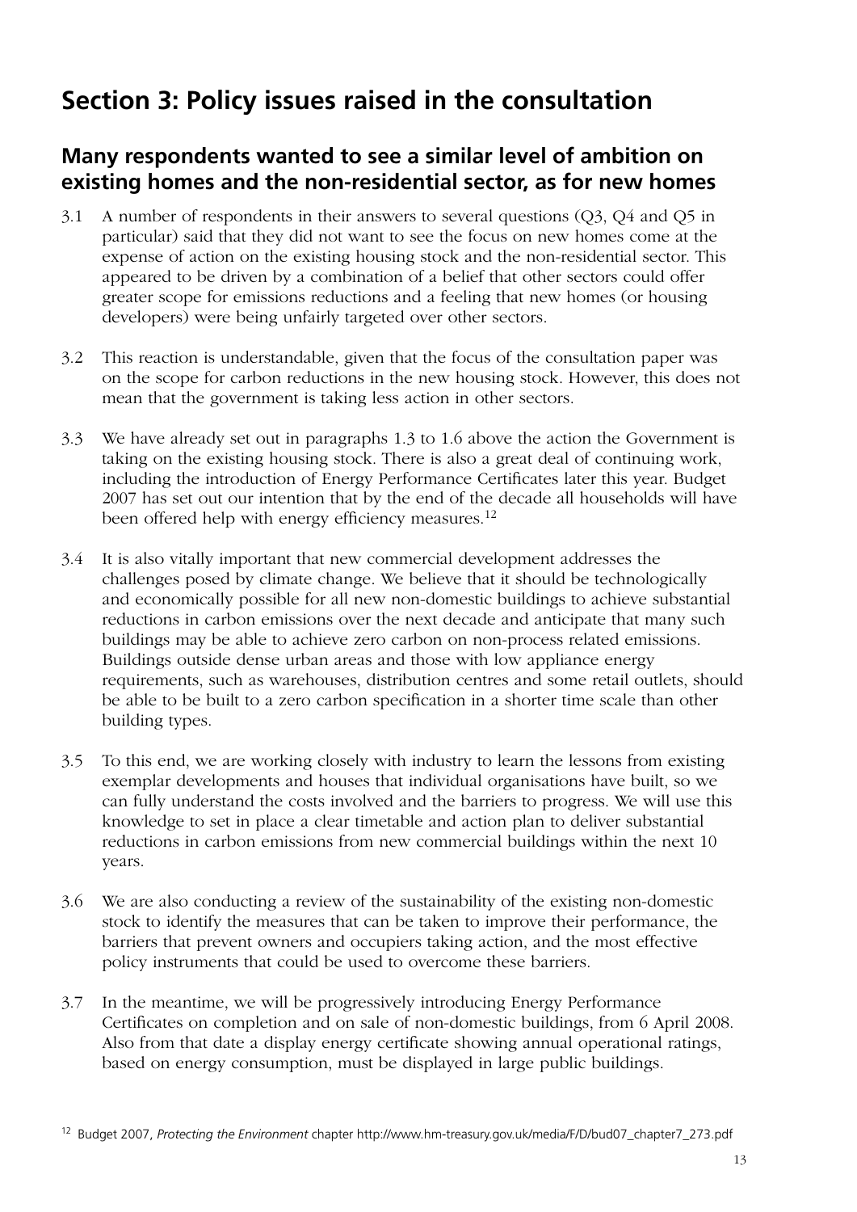# Section 3: Policy issues raised in the consultation

## Many respondents wanted to see a similar level of ambition on existing homes and the non-residential sector, as for new homes

3.1 A number of respondents in their answers to several questions (Q3, Q4 and Q5 in particular) said that they did not want to see the focus on new homes come at the expense of action on the existing housing stock and the non-residential sector. This appeared to be driven by a combination of a belief that other sectors could offer greater scope for emissions reductions and a feeling that new homes (or housing developers) were being unfairly targeted over other sectors.

3.2 This reaction is understandable, given that the focus of the consultation paper was on the scope for carbon reductions in the new housing stock. However, this does not mean that the government is taking less action in other sectors.

3.3 We have already set out in paragraphs 1.3 to 1.6 above the action the Government is taking on the existing housing stock. There is also a great deal of continuing work, including the introduction of Energy Performance Certificates later this year. Budget 2007 has set out our intention that by the end of the decade all households will have been offered help with energy efficiency measures.[12]

3.4 It is also vitally important that new commercial development addresses the challenges posed by climate change. We believe that it should be technologically and economically possible for all new non-domestic buildings to achieve substantial reductions in carbon emissions over the next decade and anticipate that many such buildings may be able to achieve zero carbon on non-process related emissions. Buildings outside dense urban areas and those with low appliance energy requirements, such as warehouses, distribution centres and some retail outlets, should be able to be built to a zero carbon specification in a shorter time scale than other building types.

3.5 To this end, we are working closely with industry to learn the lessons from existing exemplar developments and houses that individual organisations have built, so we can fully understand the costs involved and the barriers to progress. We will use this knowledge to set in place a clear timetable and action plan to deliver substantial reductions in carbon emissions from new commercial buildings within the next 10 years.

3.6 We are also conducting a review of the sustainability of the existing non-domestic stock to identify the measures that can be taken to improve their performance, the barriers that prevent owners and occupiers taking action, and the most effective policy instruments that could be used to overcome these barriers.

3.7 In the meantime, we will be progressively introducing Energy Performance Certificates on completion and on sale of non-domestic buildings, from 6 April 2008. Also from that date a display energy certificate showing annual operational ratings, based on energy consumption, must be displayed in large public buildings.

[12] Budget 2007, *Protecting the Environment* chapter http://www.hm-treasury.gov.uk/media/F/D/bud07_chapter7_273.pdf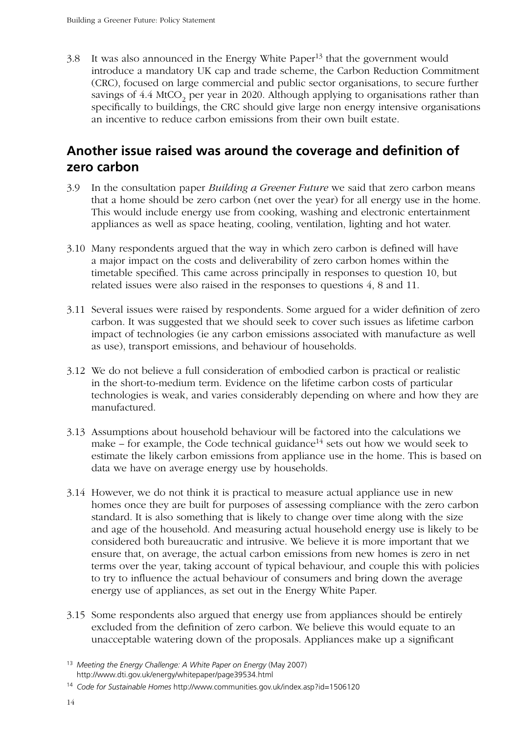3.8 It was also announced in the Energy White Paper[13] that the government would introduce a mandatory UK cap and trade scheme, the Carbon Reduction Commitment (CRC), focused on large commercial and public sector organisations, to secure further savings of 4.4 $MtCO_2$ per year in 2020. Although applying to organisations rather than specifically to buildings, the CRC should give large non energy intensive organisations an incentive to reduce carbon emissions from their own built estate.

## Another issue raised was around the coverage and definition of zero carbon

3.9 In the consultation paper *Building a Greener Future* we said that zero carbon means that a home should be zero carbon (net over the year) for all energy use in the home. This would include energy use from cooking, washing and electronic entertainment appliances as well as space heating, cooling, ventilation, lighting and hot water.

3.10 Many respondents argued that the way in which zero carbon is defined will have a major impact on the costs and deliverability of zero carbon homes within the timetable specified. This came across principally in responses to question 10, but related issues were also raised in the responses to questions 4, 8 and 11.

3.11 Several issues were raised by respondents. Some argued for a wider definition of zero carbon. It was suggested that we should seek to cover such issues as lifetime carbon impact of technologies (ie any carbon emissions associated with manufacture as well as use), transport emissions, and behaviour of households.

3.12 We do not believe a full consideration of embodied carbon is practical or realistic in the short-to-medium term. Evidence on the lifetime carbon costs of particular technologies is weak, and varies considerably depending on where and how they are manufactured.

3.13 Assumptions about household behaviour will be factored into the calculations we make – for example, the Code technical guidance[14] sets out how we would seek to estimate the likely carbon emissions from appliance use in the home. This is based on data we have on average energy use by households.

3.14 However, we do not think it is practical to measure actual appliance use in new homes once they are built for purposes of assessing compliance with the zero carbon standard. It is also something that is likely to change over time along with the size and age of the household. And measuring actual household energy use is likely to be considered both bureaucratic and intrusive. We believe it is more important that we ensure that, on average, the actual carbon emissions from new homes is zero in net terms over the year, taking account of typical behaviour, and couple this with policies to try to influence the actual behaviour of consumers and bring down the average energy use of appliances, as set out in the Energy White Paper.

3.15 Some respondents also argued that energy use from appliances should be entirely excluded from the definition of zero carbon. We believe this would equate to an unacceptable watering down of the proposals. Appliances make up a significant

[13] *Meeting the Energy Challenge: A White Paper on Energy* (May 2007) http://www.dti.gov.uk/energy/whitepaper/page39534.html

[14] *Code for Sustainable Homes* http://www.communities.gov.uk/index.asp?id=1506120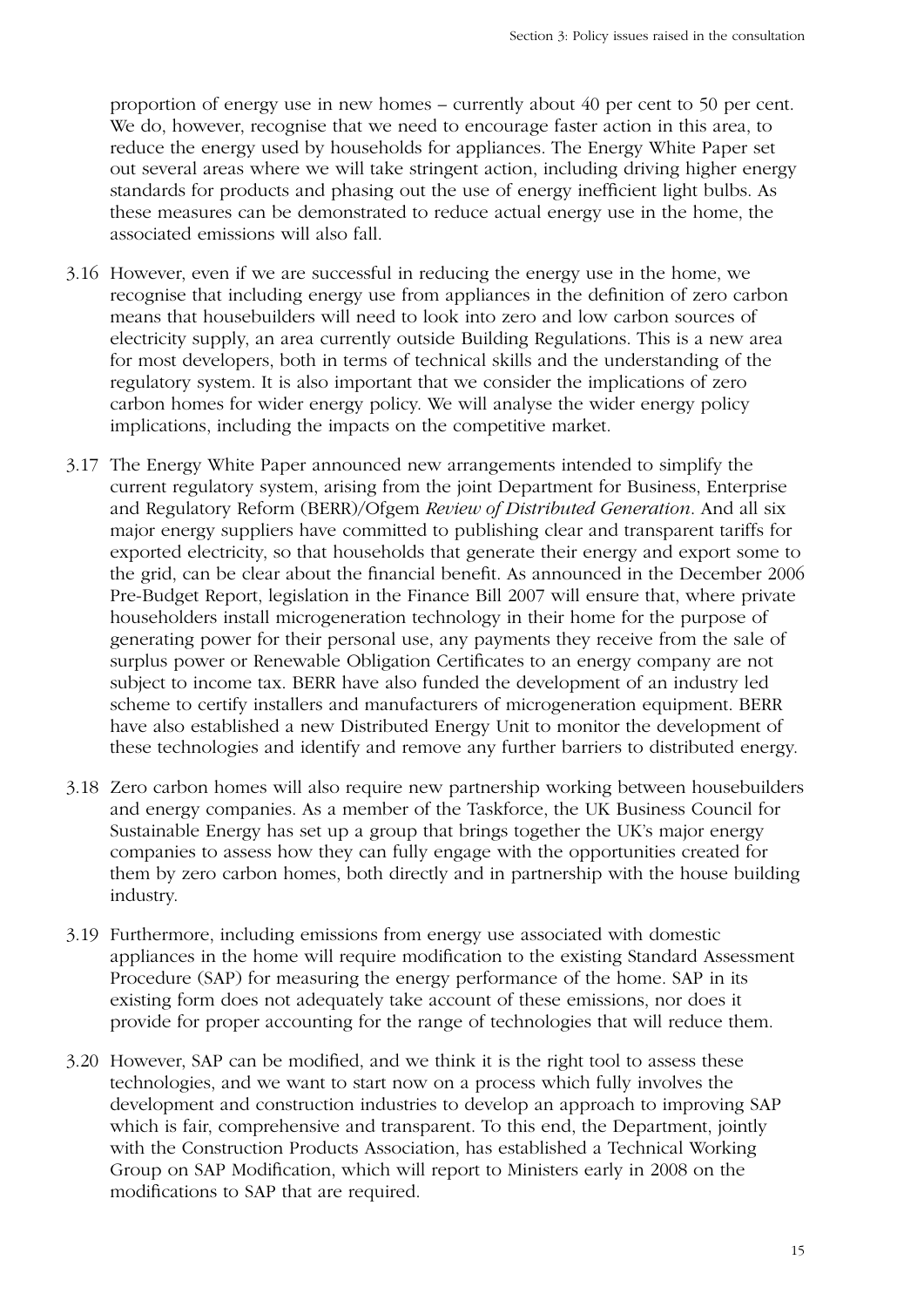proportion of energy use in new homes – currently about 40 per cent to 50 per cent. We do, however, recognise that we need to encourage faster action in this area, to reduce the energy used by households for appliances. The Energy White Paper set out several areas where we will take stringent action, including driving higher energy standards for products and phasing out the use of energy inefficient light bulbs. As these measures can be demonstrated to reduce actual energy use in the home, the associated emissions will also fall.

3.16 However, even if we are successful in reducing the energy use in the home, we recognise that including energy use from appliances in the definition of zero carbon means that housebuilders will need to look into zero and low carbon sources of electricity supply, an area currently outside Building Regulations. This is a new area for most developers, both in terms of technical skills and the understanding of the regulatory system. It is also important that we consider the implications of zero carbon homes for wider energy policy. We will analyse the wider energy policy implications, including the impacts on the competitive market.

3.17 The Energy White Paper announced new arrangements intended to simplify the current regulatory system, arising from the joint Department for Business, Enterprise and Regulatory Reform (BERR)/Ofgem *Review of Distributed Generation*. And all six major energy suppliers have committed to publishing clear and transparent tariffs for exported electricity, so that households that generate their energy and export some to the grid, can be clear about the financial benefit. As announced in the December 2006 Pre-Budget Report, legislation in the Finance Bill 2007 will ensure that, where private householders install microgeneration technology in their home for the purpose of generating power for their personal use, any payments they receive from the sale of surplus power or Renewable Obligation Certificates to an energy company are not subject to income tax. BERR have also funded the development of an industry led scheme to certify installers and manufacturers of microgeneration equipment. BERR have also established a new Distributed Energy Unit to monitor the development of these technologies and identify and remove any further barriers to distributed energy.

3.18 Zero carbon homes will also require new partnership working between housebuilders and energy companies. As a member of the Taskforce, the UK Business Council for Sustainable Energy has set up a group that brings together the UK's major energy companies to assess how they can fully engage with the opportunities created for them by zero carbon homes, both directly and in partnership with the house building industry.

3.19 Furthermore, including emissions from energy use associated with domestic appliances in the home will require modification to the existing Standard Assessment Procedure (SAP) for measuring the energy performance of the home. SAP in its existing form does not adequately take account of these emissions, nor does it provide for proper accounting for the range of technologies that will reduce them.

3.20 However, SAP can be modified, and we think it is the right tool to assess these technologies, and we want to start now on a process which fully involves the development and construction industries to develop an approach to improving SAP which is fair, comprehensive and transparent. To this end, the Department, jointly with the Construction Products Association, has established a Technical Working Group on SAP Modification, which will report to Ministers early in 2008 on the modifications to SAP that are required.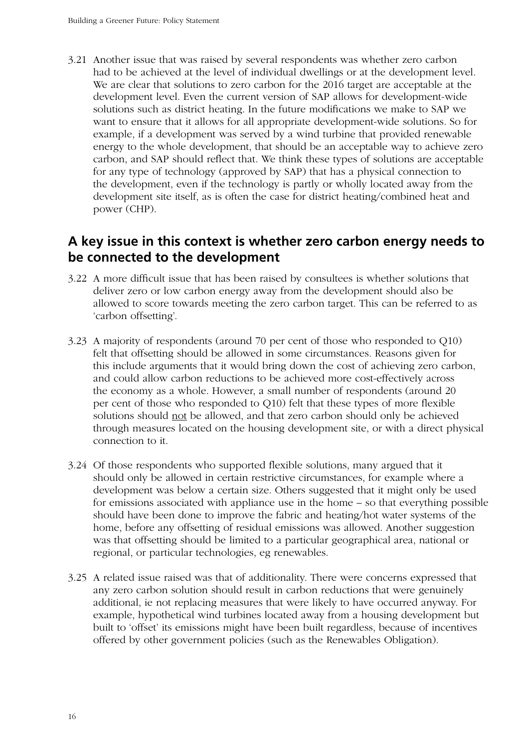3.21 Another issue that was raised by several respondents was whether zero carbon had to be achieved at the level of individual dwellings or at the development level. We are clear that solutions to zero carbon for the 2016 target are acceptable at the development level. Even the current version of SAP allows for development-wide solutions such as district heating. In the future modifications we make to SAP we want to ensure that it allows for all appropriate development-wide solutions. So for example, if a development was served by a wind turbine that provided renewable energy to the whole development, that should be an acceptable way to achieve zero carbon, and SAP should reflect that. We think these types of solutions are acceptable for any type of technology (approved by SAP) that has a physical connection to the development, even if the technology is partly or wholly located away from the development site itself, as is often the case for district heating/combined heat and power (CHP).

## A key issue in this context is whether zero carbon energy needs to be connected to the development

3.22 A more difficult issue that has been raised by consultees is whether solutions that deliver zero or low carbon energy away from the development should also be allowed to score towards meeting the zero carbon target. This can be referred to as 'carbon offsetting'.

3.23 A majority of respondents (around 70 per cent of those who responded to Q10) felt that offsetting should be allowed in some circumstances. Reasons given for this include arguments that it would bring down the cost of achieving zero carbon, and could allow carbon reductions to be achieved more cost-effectively across the economy as a whole. However, a small number of respondents (around 20 per cent of those who responded to Q10) felt that these types of more flexible solutions should <u>not</u> be allowed, and that zero carbon should only be achieved through measures located on the housing development site, or with a direct physical connection to it.

3.24 Of those respondents who supported flexible solutions, many argued that it should only be allowed in certain restrictive circumstances, for example where a development was below a certain size. Others suggested that it might only be used for emissions associated with appliance use in the home – so that everything possible should have been done to improve the fabric and heating/hot water systems of the home, before any offsetting of residual emissions was allowed. Another suggestion was that offsetting should be limited to a particular geographical area, national or regional, or particular technologies, eg renewables.

3.25 A related issue raised was that of additionality. There were concerns expressed that any zero carbon solution should result in carbon reductions that were genuinely additional, ie not replacing measures that were likely to have occurred anyway. For example, hypothetical wind turbines located away from a housing development but built to 'offset' its emissions might have been built regardless, because of incentives offered by other government policies (such as the Renewables Obligation).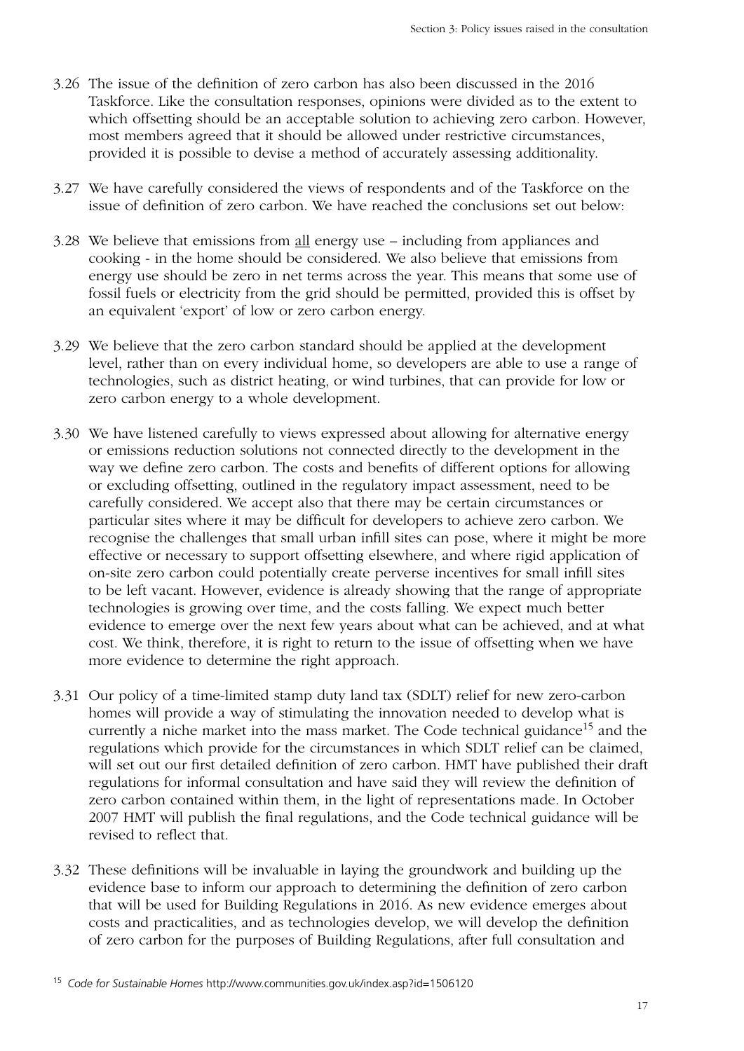3.26 The issue of the definition of zero carbon has also been discussed in the 2016 Taskforce. Like the consultation responses, opinions were divided as to the extent to which offsetting should be an acceptable solution to achieving zero carbon. However, most members agreed that it should be allowed under restrictive circumstances, provided it is possible to devise a method of accurately assessing additionality.

3.27 We have carefully considered the views of respondents and of the Taskforce on the issue of definition of zero carbon. We have reached the conclusions set out below:

3.28 We believe that emissions from <u>all</u> energy use – including from appliances and cooking - in the home should be considered. We also believe that emissions from energy use should be zero in net terms across the year. This means that some use of fossil fuels or electricity from the grid should be permitted, provided this is offset by an equivalent 'export' of low or zero carbon energy.

3.29 We believe that the zero carbon standard should be applied at the development level, rather than on every individual home, so developers are able to use a range of technologies, such as district heating, or wind turbines, that can provide for low or zero carbon energy to a whole development.

3.30 We have listened carefully to views expressed about allowing for alternative energy or emissions reduction solutions not connected directly to the development in the way we define zero carbon. The costs and benefits of different options for allowing or excluding offsetting, outlined in the regulatory impact assessment, need to be carefully considered. We accept also that there may be certain circumstances or particular sites where it may be difficult for developers to achieve zero carbon. We recognise the challenges that small urban infill sites can pose, where it might be more effective or necessary to support offsetting elsewhere, and where rigid application of on-site zero carbon could potentially create perverse incentives for small infill sites to be left vacant. However, evidence is already showing that the range of appropriate technologies is growing over time, and the costs falling. We expect much better evidence to emerge over the next few years about what can be achieved, and at what cost. We think, therefore, it is right to return to the issue of offsetting when we have more evidence to determine the right approach.

3.31 Our policy of a time-limited stamp duty land tax (SDLT) relief for new zero-carbon homes will provide a way of stimulating the innovation needed to develop what is currently a niche market into the mass market. The Code technical guidance[15] and the regulations which provide for the circumstances in which SDLT relief can be claimed, will set out our first detailed definition of zero carbon. HMT have published their draft regulations for informal consultation and have said they will review the definition of zero carbon contained within them, in the light of representations made. In October 2007 HMT will publish the final regulations, and the Code technical guidance will be revised to reflect that.

3.32 These definitions will be invaluable in laying the groundwork and building up the evidence base to inform our approach to determining the definition of zero carbon that will be used for Building Regulations in 2016. As new evidence emerges about costs and practicalities, and as technologies develop, we will develop the definition of zero carbon for the purposes of Building Regulations, after full consultation and

[15] *Code for Sustainable Homes* http://www.communities.gov.uk/index.asp?id=1506120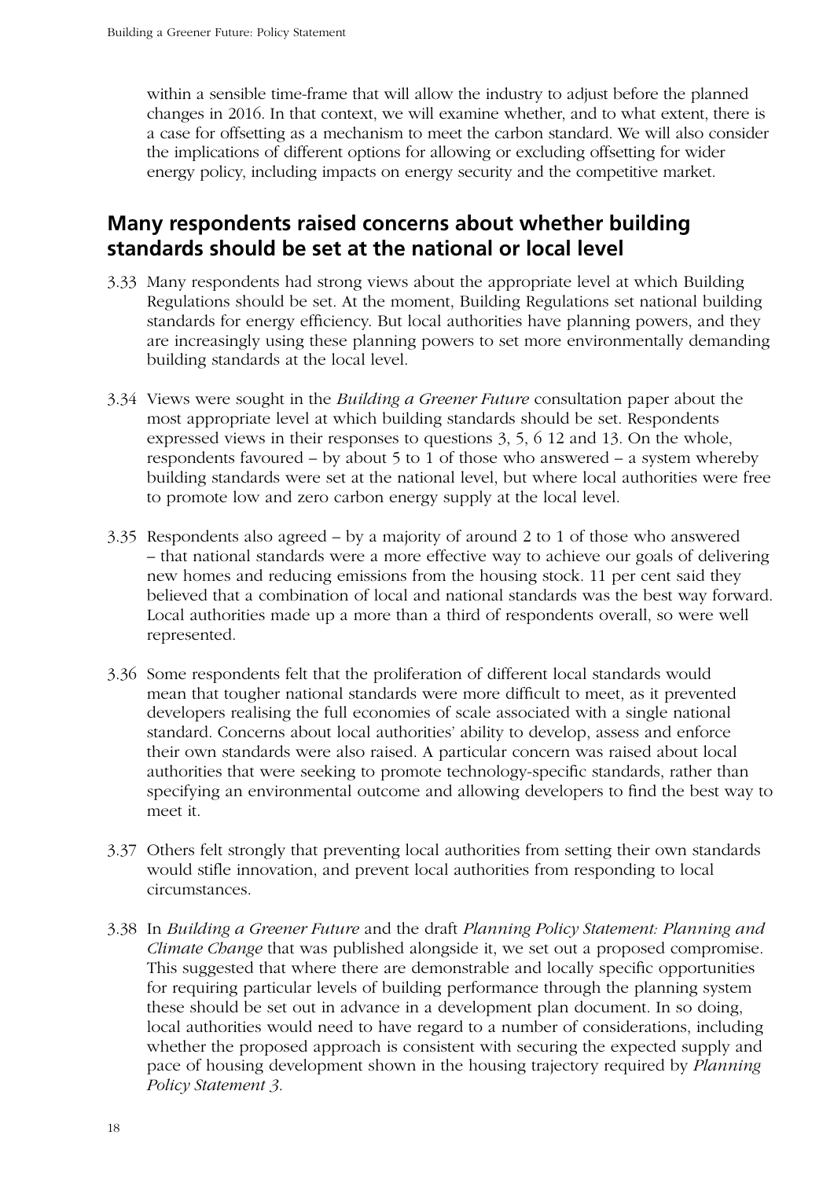within a sensible time-frame that will allow the industry to adjust before the planned changes in 2016. In that context, we will examine whether, and to what extent, there is a case for offsetting as a mechanism to meet the carbon standard. We will also consider the implications of different options for allowing or excluding offsetting for wider energy policy, including impacts on energy security and the competitive market.

## Many respondents raised concerns about whether building standards should be set at the national or local level

3.33 Many respondents had strong views about the appropriate level at which Building Regulations should be set. At the moment, Building Regulations set national building standards for energy efficiency. But local authorities have planning powers, and they are increasingly using these planning powers to set more environmentally demanding building standards at the local level.

3.34 Views were sought in the *Building a Greener Future* consultation paper about the most appropriate level at which building standards should be set. Respondents expressed views in their responses to questions 3, 5, 6 12 and 13. On the whole, respondents favoured – by about 5 to 1 of those who answered – a system whereby building standards were set at the national level, but where local authorities were free to promote low and zero carbon energy supply at the local level.

3.35 Respondents also agreed – by a majority of around 2 to 1 of those who answered – that national standards were a more effective way to achieve our goals of delivering new homes and reducing emissions from the housing stock. 11 per cent said they believed that a combination of local and national standards was the best way forward. Local authorities made up a more than a third of respondents overall, so were well represented.

3.36 Some respondents felt that the proliferation of different local standards would mean that tougher national standards were more difficult to meet, as it prevented developers realising the full economies of scale associated with a single national standard. Concerns about local authorities' ability to develop, assess and enforce their own standards were also raised. A particular concern was raised about local authorities that were seeking to promote technology-specific standards, rather than specifying an environmental outcome and allowing developers to find the best way to meet it.

3.37 Others felt strongly that preventing local authorities from setting their own standards would stifle innovation, and prevent local authorities from responding to local circumstances.

3.38 In *Building a Greener Future* and the draft *Planning Policy Statement: Planning and Climate Change* that was published alongside it, we set out a proposed compromise. This suggested that where there are demonstrable and locally specific opportunities for requiring particular levels of building performance through the planning system these should be set out in advance in a development plan document. In so doing, local authorities would need to have regard to a number of considerations, including whether the proposed approach is consistent with securing the expected supply and pace of housing development shown in the housing trajectory required by *Planning Policy Statement 3*.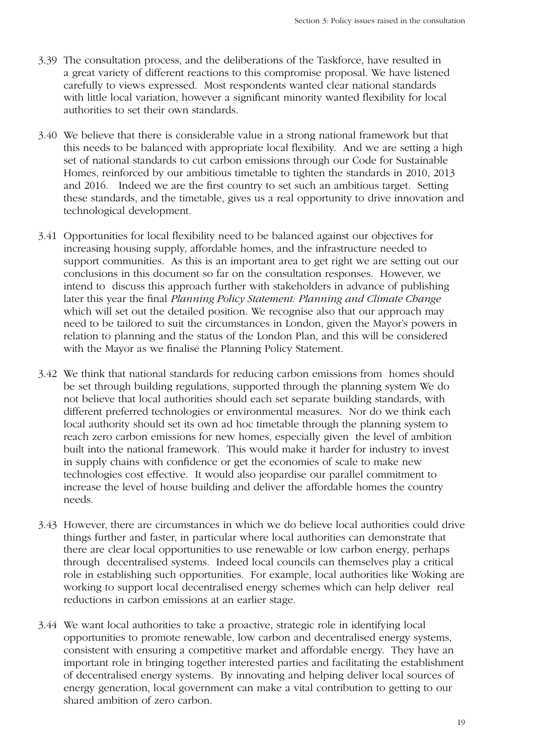3.39 The consultation process, and the deliberations of the Taskforce, have resulted in a great variety of different reactions to this compromise proposal. We have listened carefully to views expressed. Most respondents wanted clear national standards with little local variation, however a significant minority wanted flexibility for local authorities to set their own standards.

3.40 We believe that there is considerable value in a strong national framework but that this needs to be balanced with appropriate local flexibility. And we are setting a high set of national standards to cut carbon emissions through our Code for Sustainable Homes, reinforced by our ambitious timetable to tighten the standards in 2010, 2013 and 2016. Indeed we are the first country to set such an ambitious target. Setting these standards, and the timetable, gives us a real opportunity to drive innovation and technological development.

3.41 Opportunities for local flexibility need to be balanced against our objectives for increasing housing supply, affordable homes, and the infrastructure needed to support communities. As this is an important area to get right we are setting out our conclusions in this document so far on the consultation responses. However, we intend to discuss this approach further with stakeholders in advance of publishing later this year the final *Planning Policy Statement: Planning and Climate Change* which will set out the detailed position. We recognise also that our approach may need to be tailored to suit the circumstances in London, given the Mayor's powers in relation to planning and the status of the London Plan, and this will be considered with the Mayor as we finalise the Planning Policy Statement.

3.42 We think that national standards for reducing carbon emissions from homes should be set through building regulations, supported through the planning system We do not believe that local authorities should each set separate building standards, with different preferred technologies or environmental measures. Nor do we think each local authority should set its own ad hoc timetable through the planning system to reach zero carbon emissions for new homes, especially given the level of ambition built into the national framework. This would make it harder for industry to invest in supply chains with confidence or get the economies of scale to make new technologies cost effective. It would also jeopardise our parallel commitment to increase the level of house building and deliver the affordable homes the country needs.

3.43 However, there are circumstances in which we do believe local authorities could drive things further and faster, in particular where local authorities can demonstrate that there are clear local opportunities to use renewable or low carbon energy, perhaps through decentralised systems. Indeed local councils can themselves play a critical role in establishing such opportunities. For example, local authorities like Woking are working to support local decentralised energy schemes which can help deliver real reductions in carbon emissions at an earlier stage.

3.44 We want local authorities to take a proactive, strategic role in identifying local opportunities to promote renewable, low carbon and decentralised energy systems, consistent with ensuring a competitive market and affordable energy. They have an important role in bringing together interested parties and facilitating the establishment of decentralised energy systems. By innovating and helping deliver local sources of energy generation, local government can make a vital contribution to getting to our shared ambition of zero carbon.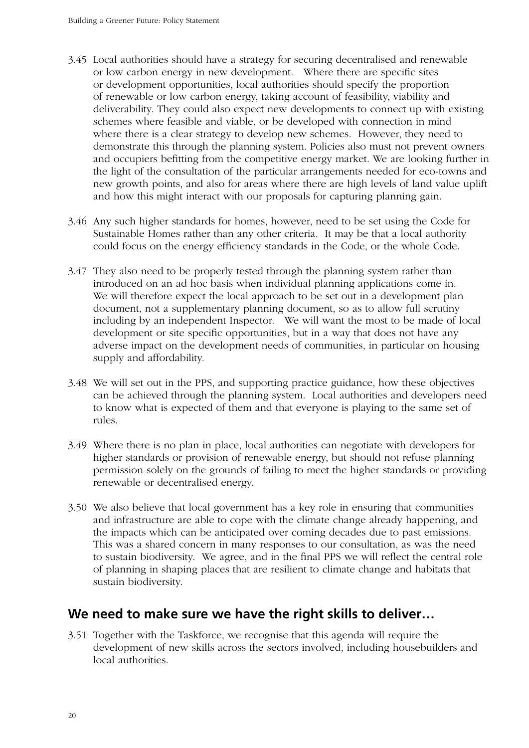3.45 Local authorities should have a strategy for securing decentralised and renewable or low carbon energy in new development. Where there are specific sites or development opportunities, local authorities should specify the proportion of renewable or low carbon energy, taking account of feasibility, viability and deliverability. They could also expect new developments to connect up with existing schemes where feasible and viable, or be developed with connection in mind where there is a clear strategy to develop new schemes. However, they need to demonstrate this through the planning system. Policies also must not prevent owners and occupiers befitting from the competitive energy market. We are looking further in the light of the consultation of the particular arrangements needed for eco-towns and new growth points, and also for areas where there are high levels of land value uplift and how this might interact with our proposals for capturing planning gain.

3.46 Any such higher standards for homes, however, need to be set using the Code for Sustainable Homes rather than any other criteria. It may be that a local authority could focus on the energy efficiency standards in the Code, or the whole Code.

3.47 They also need to be properly tested through the planning system rather than introduced on an ad hoc basis when individual planning applications come in. We will therefore expect the local approach to be set out in a development plan document, not a supplementary planning document, so as to allow full scrutiny including by an independent Inspector. We will want the most to be made of local development or site specific opportunities, but in a way that does not have any adverse impact on the development needs of communities, in particular on housing supply and affordability.

3.48 We will set out in the PPS, and supporting practice guidance, how these objectives can be achieved through the planning system. Local authorities and developers need to know what is expected of them and that everyone is playing to the same set of rules.

3.49 Where there is no plan in place, local authorities can negotiate with developers for higher standards or provision of renewable energy, but should not refuse planning permission solely on the grounds of failing to meet the higher standards or providing renewable or decentralised energy.

3.50 We also believe that local government has a key role in ensuring that communities and infrastructure are able to cope with the climate change already happening, and the impacts which can be anticipated over coming decades due to past emissions. This was a shared concern in many responses to our consultation, as was the need to sustain biodiversity. We agree, and in the final PPS we will reflect the central role of planning in shaping places that are resilient to climate change and habitats that sustain biodiversity.

## We need to make sure we have the right skills to deliver…

3.51 Together with the Taskforce, we recognise that this agenda will require the development of new skills across the sectors involved, including housebuilders and local authorities.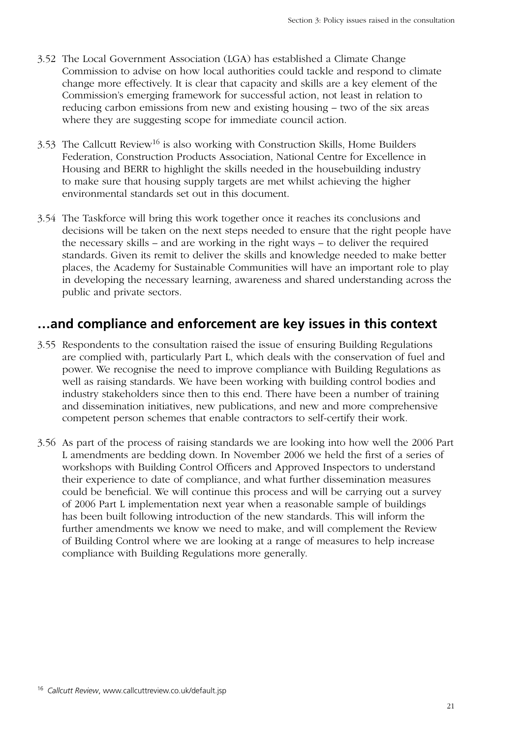3.52 The Local Government Association (LGA) has established a Climate Change Commission to advise on how local authorities could tackle and respond to climate change more effectively. It is clear that capacity and skills are a key element of the Commission's emerging framework for successful action, not least in relation to reducing carbon emissions from new and existing housing – two of the six areas where they are suggesting scope for immediate council action.

3.53 The Callcutt Review[16] is also working with Construction Skills, Home Builders Federation, Construction Products Association, National Centre for Excellence in Housing and BERR to highlight the skills needed in the housebuilding industry to make sure that housing supply targets are met whilst achieving the higher environmental standards set out in this document.

3.54 The Taskforce will bring this work together once it reaches its conclusions and decisions will be taken on the next steps needed to ensure that the right people have the necessary skills – and are working in the right ways – to deliver the required standards. Given its remit to deliver the skills and knowledge needed to make better places, the Academy for Sustainable Communities will have an important role to play in developing the necessary learning, awareness and shared understanding across the public and private sectors.

## …and compliance and enforcement are key issues in this context

3.55 Respondents to the consultation raised the issue of ensuring Building Regulations are complied with, particularly Part L, which deals with the conservation of fuel and power. We recognise the need to improve compliance with Building Regulations as well as raising standards. We have been working with building control bodies and industry stakeholders since then to this end. There have been a number of training and dissemination initiatives, new publications, and new and more comprehensive competent person schemes that enable contractors to self-certify their work.

3.56 As part of the process of raising standards we are looking into how well the 2006 Part L amendments are bedding down. In November 2006 we held the first of a series of workshops with Building Control Officers and Approved Inspectors to understand their experience to date of compliance, and what further dissemination measures could be beneficial. We will continue this process and will be carrying out a survey of 2006 Part L implementation next year when a reasonable sample of buildings has been built following introduction of the new standards. This will inform the further amendments we know we need to make, and will complement the Review of Building Control where we are looking at a range of measures to help increase compliance with Building Regulations more generally.

[16] *Callcutt Review*, www.callcuttreview.co.uk/default.jsp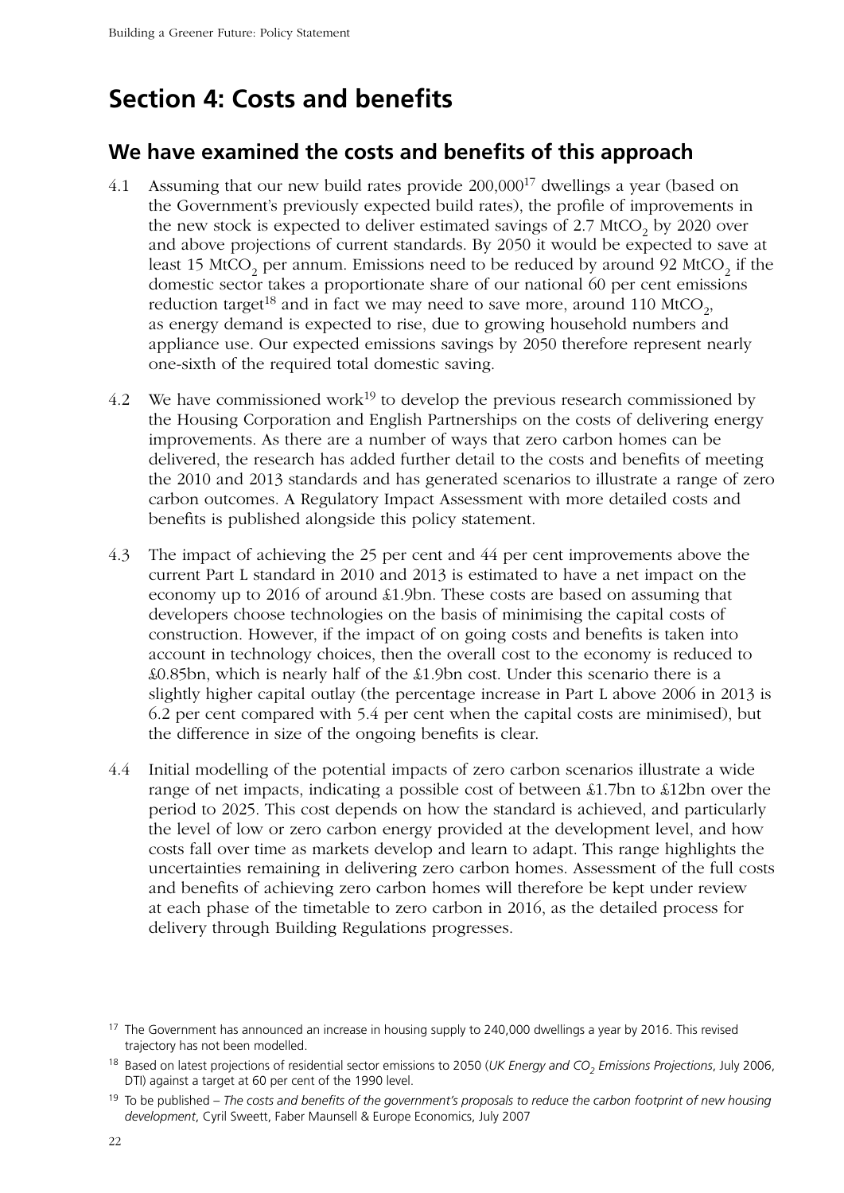# Section 4: Costs and benefits

## We have examined the costs and benefits of this approach

4.1 Assuming that our new build rates provide 200,000[17] dwellings a year (based on the Government's previously expected build rates), the profile of improvements in the new stock is expected to deliver estimated savings of 2.7 $MtCO_2$ by 2020 over and above projections of current standards. By 2050 it would be expected to save at least 15 $MtCO_2$ per annum. Emissions need to be reduced by around 92 $MtCO_2$ if the domestic sector takes a proportionate share of our national 60 per cent emissions reduction target[18] and in fact we may need to save more, around 110 $MtCO_2$, as energy demand is expected to rise, due to growing household numbers and appliance use. Our expected emissions savings by 2050 therefore represent nearly one-sixth of the required total domestic saving.

4.2 We have commissioned work[19] to develop the previous research commissioned by the Housing Corporation and English Partnerships on the costs of delivering energy improvements. As there are a number of ways that zero carbon homes can be delivered, the research has added further detail to the costs and benefits of meeting the 2010 and 2013 standards and has generated scenarios to illustrate a range of zero carbon outcomes. A Regulatory Impact Assessment with more detailed costs and benefits is published alongside this policy statement.

4.3 The impact of achieving the 25 per cent and 44 per cent improvements above the current Part L standard in 2010 and 2013 is estimated to have a net impact on the economy up to 2016 of around £1.9bn. These costs are based on assuming that developers choose technologies on the basis of minimising the capital costs of construction. However, if the impact of on going costs and benefits is taken into account in technology choices, then the overall cost to the economy is reduced to £0.85bn, which is nearly half of the £1.9bn cost. Under this scenario there is a slightly higher capital outlay (the percentage increase in Part L above 2006 in 2013 is 6.2 per cent compared with 5.4 per cent when the capital costs are minimised), but the difference in size of the ongoing benefits is clear.

4.4 Initial modelling of the potential impacts of zero carbon scenarios illustrate a wide range of net impacts, indicating a possible cost of between £1.7bn to £12bn over the period to 2025. This cost depends on how the standard is achieved, and particularly the level of low or zero carbon energy provided at the development level, and how costs fall over time as markets develop and learn to adapt. This range highlights the uncertainties remaining in delivering zero carbon homes. Assessment of the full costs and benefits of achieving zero carbon homes will therefore be kept under review at each phase of the timetable to zero carbon in 2016, as the detailed process for delivery through Building Regulations progresses.

---

[17] The Government has announced an increase in housing supply to 240,000 dwellings a year by 2016. This revised trajectory has not been modelled.

[18] Based on latest projections of residential sector emissions to 2050 (*UK Energy and $CO_2$ Emissions Projections*, July 2006, DTI) against a target at 60 per cent of the 1990 level.

[19] To be published – *The costs and benefits of the government's proposals to reduce the carbon footprint of new housing development*, Cyril Sweett, Faber Maunsell & Europe Economics, July 2007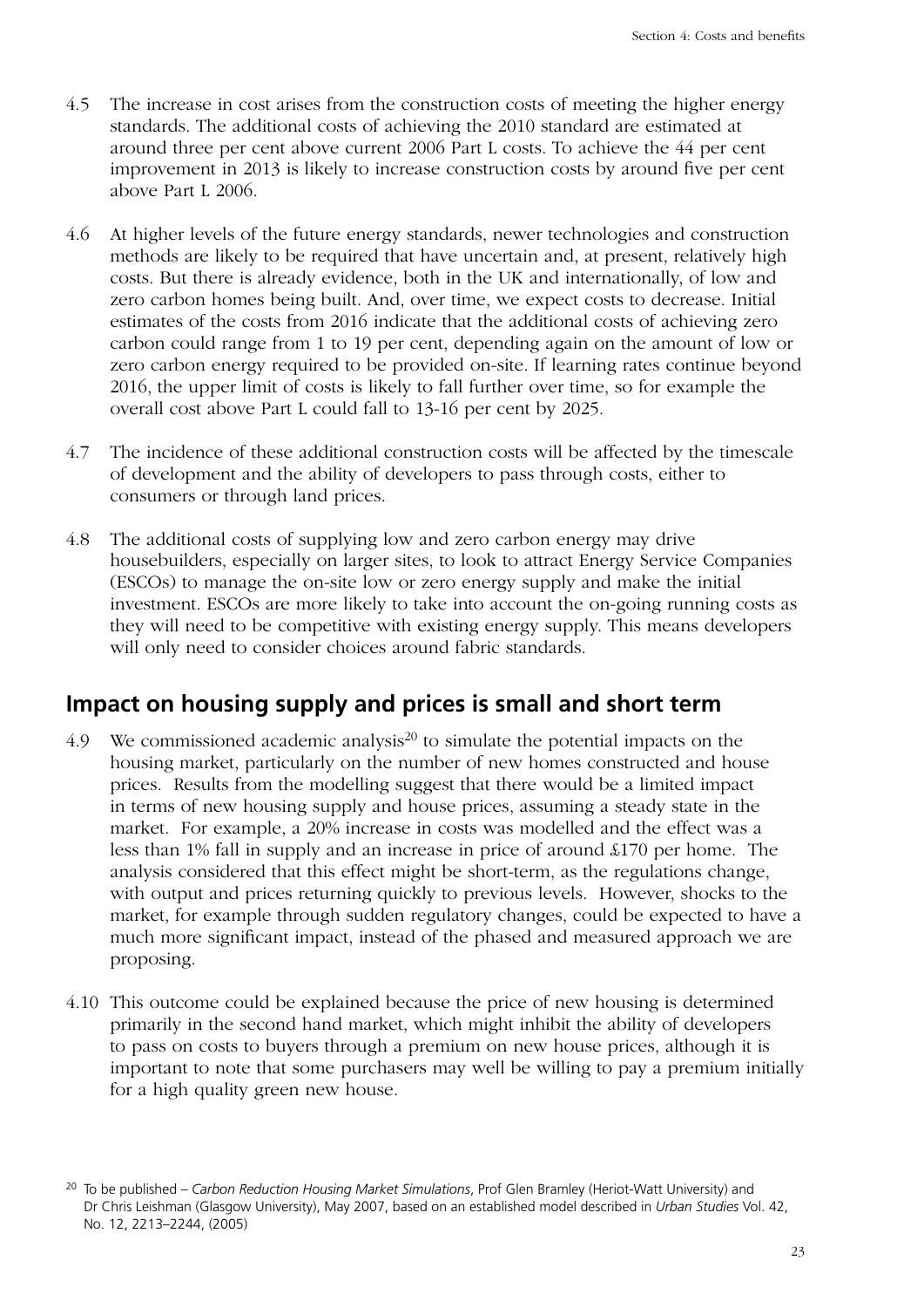4.5 The increase in cost arises from the construction costs of meeting the higher energy standards. The additional costs of achieving the 2010 standard are estimated at around three per cent above current 2006 Part L costs. To achieve the 44 per cent improvement in 2013 is likely to increase construction costs by around five per cent above Part L 2006.

4.6 At higher levels of the future energy standards, newer technologies and construction methods are likely to be required that have uncertain and, at present, relatively high costs. But there is already evidence, both in the UK and internationally, of low and zero carbon homes being built. And, over time, we expect costs to decrease. Initial estimates of the costs from 2016 indicate that the additional costs of achieving zero carbon could range from 1 to 19 per cent, depending again on the amount of low or zero carbon energy required to be provided on-site. If learning rates continue beyond 2016, the upper limit of costs is likely to fall further over time, so for example the overall cost above Part L could fall to 13-16 per cent by 2025.

4.7 The incidence of these additional construction costs will be affected by the timescale of development and the ability of developers to pass through costs, either to consumers or through land prices.

4.8 The additional costs of supplying low and zero carbon energy may drive housebuilders, especially on larger sites, to look to attract Energy Service Companies (ESCOs) to manage the on-site low or zero energy supply and make the initial investment. ESCOs are more likely to take into account the on-going running costs as they will need to be competitive with existing energy supply. This means developers will only need to consider choices around fabric standards.

## Impact on housing supply and prices is small and short term

4.9 We commissioned academic analysis[20] to simulate the potential impacts on the housing market, particularly on the number of new homes constructed and house prices. Results from the modelling suggest that there would be a limited impact in terms of new housing supply and house prices, assuming a steady state in the market. For example, a 20% increase in costs was modelled and the effect was a less than 1% fall in supply and an increase in price of around £170 per home. The analysis considered that this effect might be short-term, as the regulations change, with output and prices returning quickly to previous levels. However, shocks to the market, for example through sudden regulatory changes, could be expected to have a much more significant impact, instead of the phased and measured approach we are proposing.

4.10 This outcome could be explained because the price of new housing is determined primarily in the second hand market, which might inhibit the ability of developers to pass on costs to buyers through a premium on new house prices, although it is important to note that some purchasers may well be willing to pay a premium initially for a high quality green new house.

[20] To be published – *Carbon Reduction Housing Market Simulations*, Prof Glen Bramley (Heriot-Watt University) and Dr Chris Leishman (Glasgow University), May 2007, based on an established model described in *Urban Studies* Vol. 42, No. 12, 2213–2244, (2005)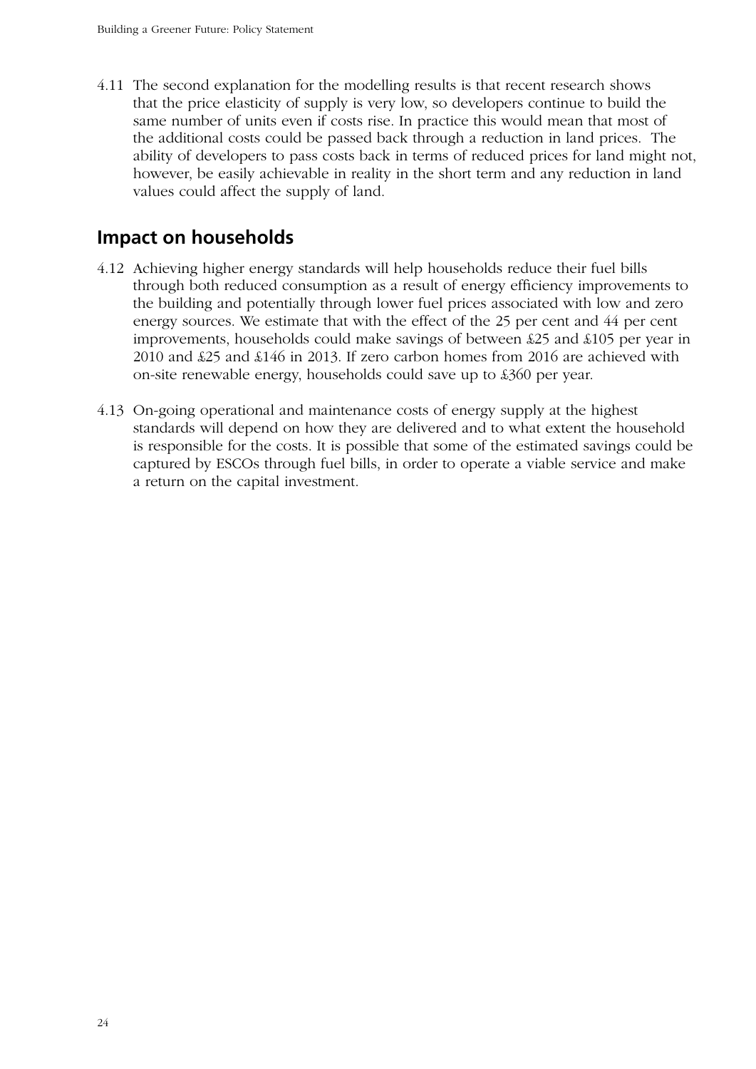4.11 The second explanation for the modelling results is that recent research shows that the price elasticity of supply is very low, so developers continue to build the same number of units even if costs rise. In practice this would mean that most of the additional costs could be passed back through a reduction in land prices. The ability of developers to pass costs back in terms of reduced prices for land might not, however, be easily achievable in reality in the short term and any reduction in land values could affect the supply of land.

## Impact on households

4.12 Achieving higher energy standards will help households reduce their fuel bills through both reduced consumption as a result of energy efficiency improvements to the building and potentially through lower fuel prices associated with low and zero energy sources. We estimate that with the effect of the 25 per cent and 44 per cent improvements, households could make savings of between £25 and £105 per year in 2010 and £25 and £146 in 2013. If zero carbon homes from 2016 are achieved with on-site renewable energy, households could save up to £360 per year.

4.13 On-going operational and maintenance costs of energy supply at the highest standards will depend on how they are delivered and to what extent the household is responsible for the costs. It is possible that some of the estimated savings could be captured by ESCOs through fuel bills, in order to operate a viable service and make a return on the capital investment.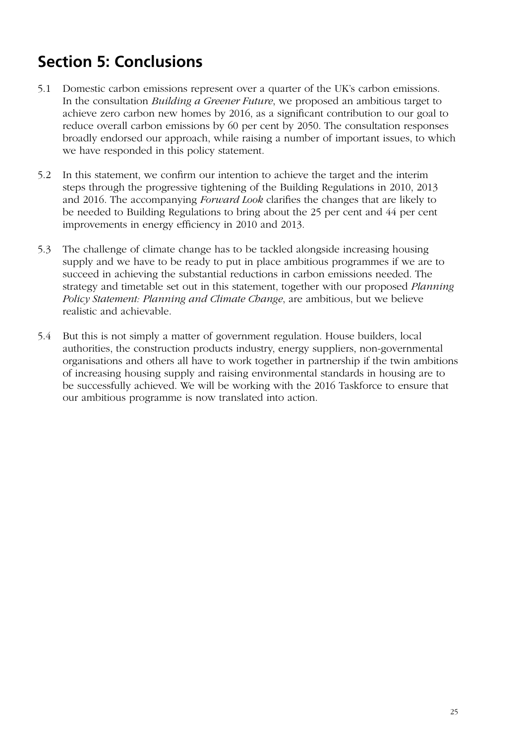## Section 5: Conclusions

5.1 Domestic carbon emissions represent over a quarter of the UK's carbon emissions. In the consultation *Building a Greener Future*, we proposed an ambitious target to achieve zero carbon new homes by 2016, as a significant contribution to our goal to reduce overall carbon emissions by 60 per cent by 2050. The consultation responses broadly endorsed our approach, while raising a number of important issues, to which we have responded in this policy statement.

5.2 In this statement, we confirm our intention to achieve the target and the interim steps through the progressive tightening of the Building Regulations in 2010, 2013 and 2016. The accompanying *Forward Look* clarifies the changes that are likely to be needed to Building Regulations to bring about the 25 per cent and 44 per cent improvements in energy efficiency in 2010 and 2013.

5.3 The challenge of climate change has to be tackled alongside increasing housing supply and we have to be ready to put in place ambitious programmes if we are to succeed in achieving the substantial reductions in carbon emissions needed. The strategy and timetable set out in this statement, together with our proposed *Planning Policy Statement: Planning and Climate Change*, are ambitious, but we believe realistic and achievable.

5.4 But this is not simply a matter of government regulation. House builders, local authorities, the construction products industry, energy suppliers, non-governmental organisations and others all have to work together in partnership if the twin ambitions of increasing housing supply and raising environmental standards in housing are to be successfully achieved. We will be working with the 2016 Taskforce to ensure that our ambitious programme is now translated into action.